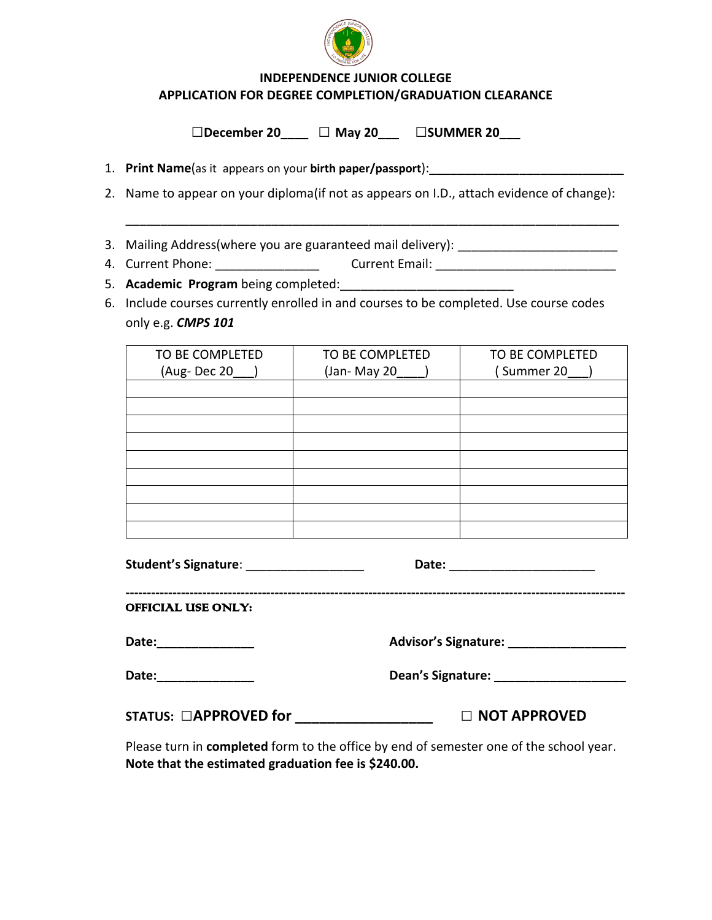**INDEPENDENCE JUNIOR COLLEGE**
**APPLICATION FOR DEGREE COMPLETION/GRADUATION CLEARANCE**

☐**December 20____** ☐ **May 20___** ☐**SUMMER 20___**

1. **Print Name**(as it appears on your **birth paper/passport**):_____________________________
2. Name to appear on your diploma(if not as appears on I.D., attach evidence of change):

   ______________________________________________________________________
3. Mailing Address(where you are guaranteed mail delivery): _______________________
4. Current Phone: _______________ Current Email: __________________________
5. **Academic Program** being completed:________________________
6. Include courses currently enrolled in and courses to be completed. Use course codes only e.g. ***CMPS 101***

| TO BE COMPLETED (Aug- Dec 20___) | TO BE COMPLETED (Jan- May 20____) | TO BE COMPLETED ( Summer 20___) |
|---|---|---|
| | | |
| | | |
| | | |
| | | |
| | | |
| | | |
| | | |
| | | |
| | | |

**Student's Signature**: _________________ **Date:** _____________________

---

**OFFICIAL USE ONLY:**

**Date:**______________ **Advisor's Signature:** _________________

**Date:**______________ **Dean's Signature:** ___________________

**STATUS:** ☐**APPROVED for** __________________ ☐ **NOT APPROVED**

Please turn in **completed** form to the office by end of semester one of the school year.
**Note that the estimated graduation fee is $240.00.**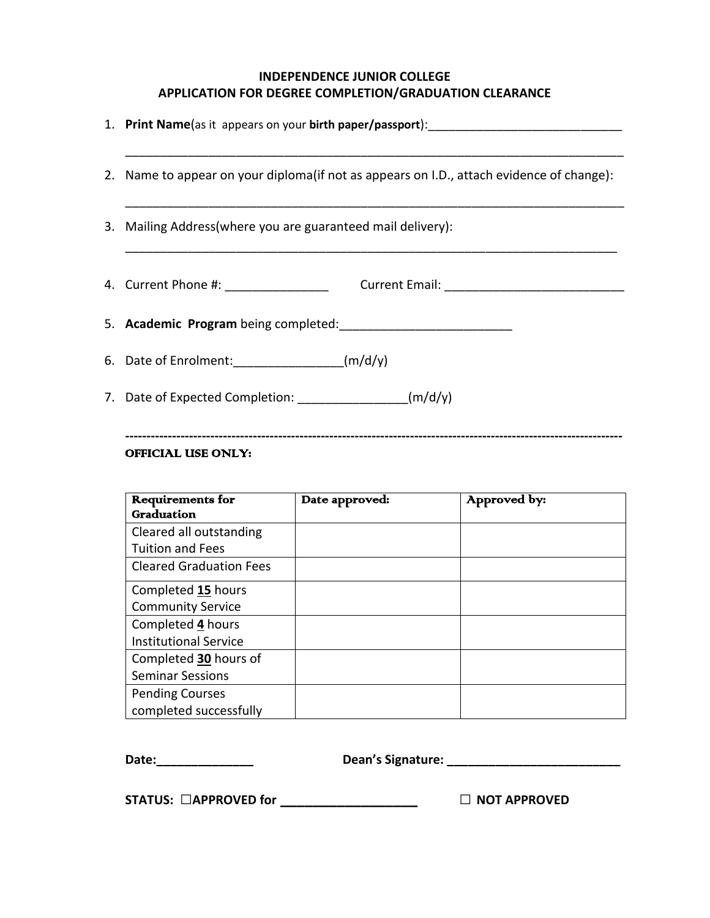**INDEPENDENCE JUNIOR COLLEGE**
**APPLICATION FOR DEGREE COMPLETION/GRADUATION CLEARANCE**

1. **Print Name**(as it appears on your **birth paper/passport**):_____________________________
   ___________________________________________________________________________
2. Name to appear on your diploma(if not as appears on I.D., attach evidence of change):
   ___________________________________________________________________________
3. Mailing Address(where you are guaranteed mail delivery):
   ___________________________________________________________________________
4. Current Phone #: _______________ Current Email: __________________________
5. **Academic Program** being completed:_________________________
6. Date of Enrolment:________________(m/d/y)
7. Date of Expected Completion: ________________(m/d/y)

-------------------------------------------------------------------------------------------------------------------

**OFFICIAL USE ONLY:**

| Requirements for Graduation | Date approved: | Approved by: |
|---|---|---|
| Cleared all outstanding Tuition and Fees | | |
| Cleared Graduation Fees | | |
| Completed **15** hours Community Service | | |
| Completed **4** hours Institutional Service | | |
| Completed **30** hours of Seminar Sessions | | |
| Pending Courses completed successfully | | |

**Date:______________** **Dean's Signature: __________________________**

**STATUS: ☐APPROVED for ____________________** **☐ NOT APPROVED**